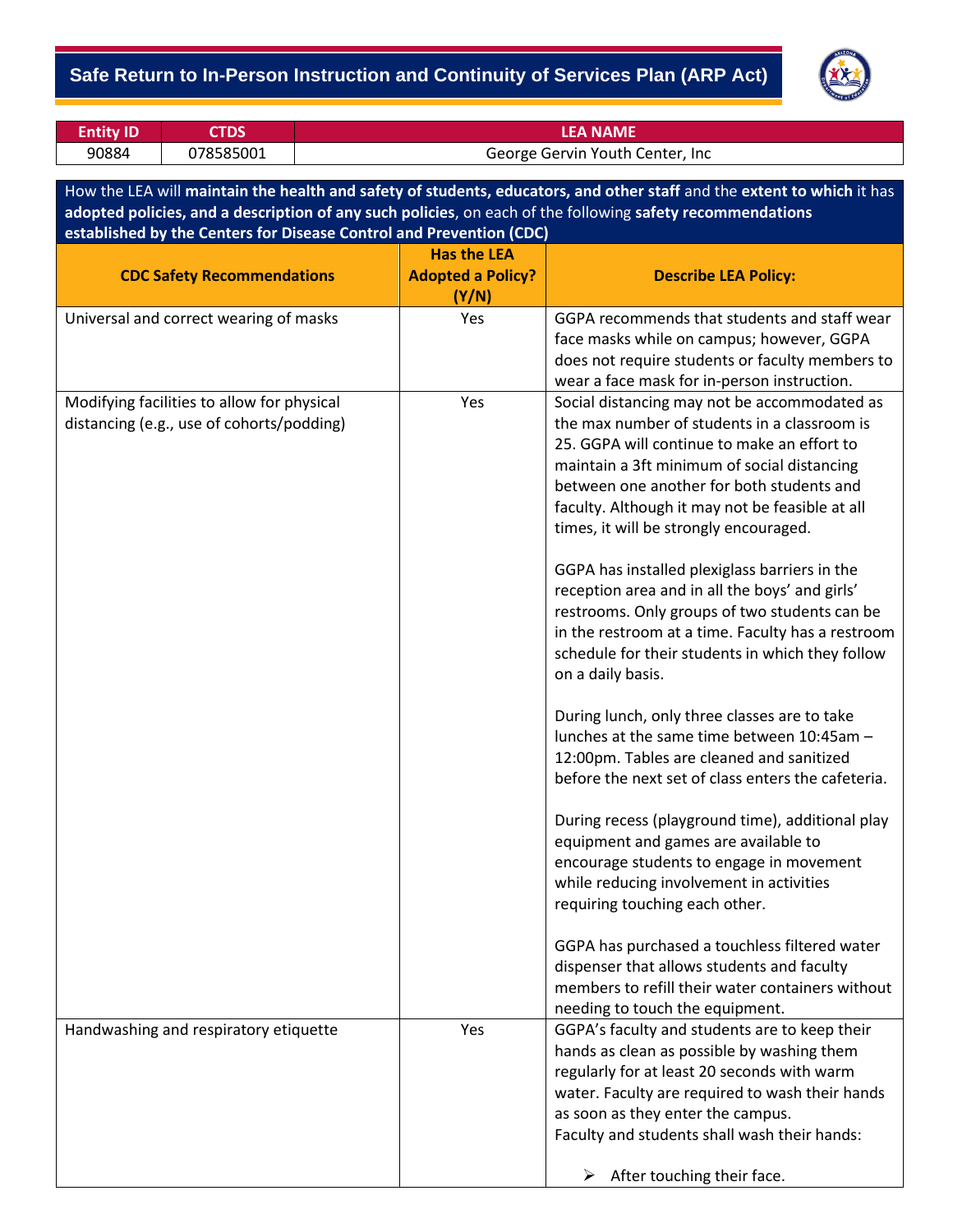# Safe Return to In-Person Instruction and Continuity of Services Plan (ARP Act)

| Entity ID | CTDS | LEA NAME |
|---|---|---|
| 90884 | 078585001 | George Gervin Youth Center, Inc |

How the LEA will **maintain the health and safety of students, educators, and other staff** and the **extent to which** it has **adopted policies, and a description of any such policies**, on each of the following **safety recommendations established by the Centers for Disease Control and Prevention (CDC)**

| CDC Safety Recommendations | Has the LEA Adopted a Policy? (Y/N) | Describe LEA Policy: |
|---|---|---|
| Universal and correct wearing of masks | Yes | GGPA recommends that students and staff wear face masks while on campus; however, GGPA does not require students or faculty members to wear a face mask for in-person instruction. |
| Modifying facilities to allow for physical distancing (e.g., use of cohorts/podding) | Yes | Social distancing may not be accommodated as the max number of students in a classroom is 25. GGPA will continue to make an effort to maintain a 3ft minimum of social distancing between one another for both students and faculty. Although it may not be feasible at all times, it will be strongly encouraged.<br><br>GGPA has installed plexiglass barriers in the reception area and in all the boys' and girls' restrooms. Only groups of two students can be in the restroom at a time. Faculty has a restroom schedule for their students in which they follow on a daily basis.<br><br>During lunch, only three classes are to take lunches at the same time between 10:45am – 12:00pm. Tables are cleaned and sanitized before the next set of class enters the cafeteria.<br><br>During recess (playground time), additional play equipment and games are available to encourage students to engage in movement while reducing involvement in activities requiring touching each other.<br><br>GGPA has purchased a touchless filtered water dispenser that allows students and faculty members to refill their water containers without needing to touch the equipment. |
| Handwashing and respiratory etiquette | Yes | GGPA's faculty and students are to keep their hands as clean as possible by washing them regularly for at least 20 seconds with warm water. Faculty are required to wash their hands as soon as they enter the campus.<br>Faculty and students shall wash their hands:<br><br>➢ After touching their face. |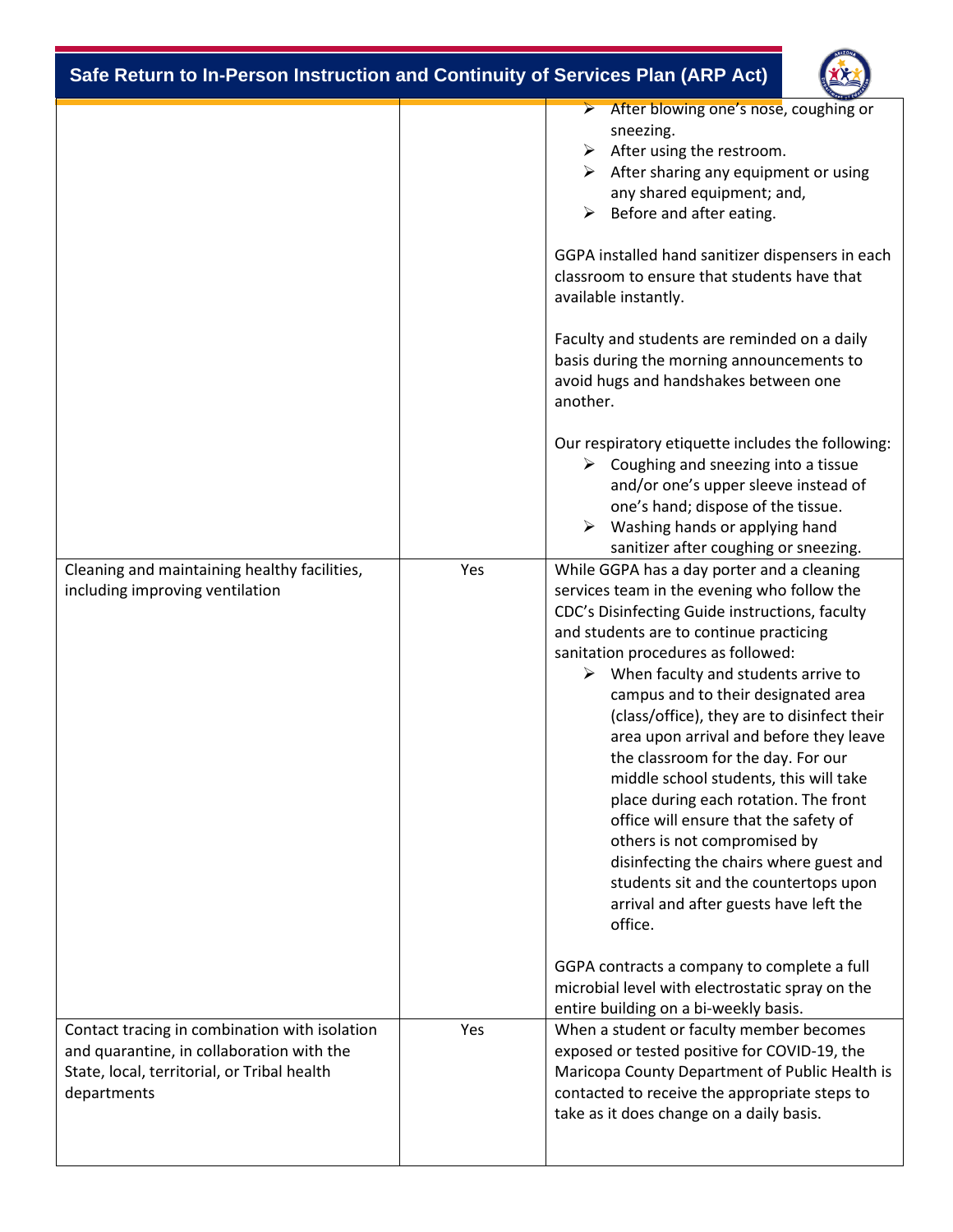| | | |
|---|---|---|
| | | ➢ After blowing one's nose, coughing or sneezing.<br>➢ After using the restroom.<br>➢ After sharing any equipment or using any shared equipment; and,<br>➢ Before and after eating.<br><br>GGPA installed hand sanitizer dispensers in each classroom to ensure that students have that available instantly.<br><br>Faculty and students are reminded on a daily basis during the morning announcements to avoid hugs and handshakes between one another.<br><br>Our respiratory etiquette includes the following:<br>➢ Coughing and sneezing into a tissue and/or one's upper sleeve instead of one's hand; dispose of the tissue.<br>➢ Washing hands or applying hand sanitizer after coughing or sneezing. |
| Cleaning and maintaining healthy facilities, including improving ventilation | Yes | While GGPA has a day porter and a cleaning services team in the evening who follow the CDC's Disinfecting Guide instructions, faculty and students are to continue practicing sanitation procedures as followed:<br>➢ When faculty and students arrive to campus and to their designated area (class/office), they are to disinfect their area upon arrival and before they leave the classroom for the day. For our middle school students, this will take place during each rotation. The front office will ensure that the safety of others is not compromised by disinfecting the chairs where guest and students sit and the countertops upon arrival and after guests have left the office.<br><br>GGPA contracts a company to complete a full microbial level with electrostatic spray on the entire building on a bi-weekly basis. |
| Contact tracing in combination with isolation and quarantine, in collaboration with the State, local, territorial, or Tribal health departments | Yes | When a student or faculty member becomes exposed or tested positive for COVID-19, the Maricopa County Department of Public Health is contacted to receive the appropriate steps to take as it does change on a daily basis. |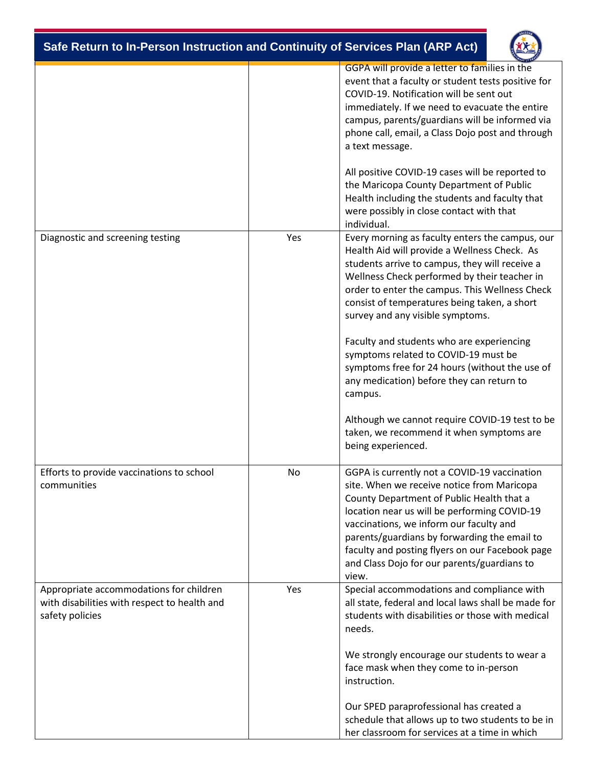| | | |
|---|---|---|
| | | GGPA will provide a letter to families in the event that a faculty or student tests positive for COVID-19. Notification will be sent out immediately. If we need to evacuate the entire campus, parents/guardians will be informed via phone call, email, a Class Dojo post and through a text message.<br><br>All positive COVID-19 cases will be reported to the Maricopa County Department of Public Health including the students and faculty that were possibly in close contact with that individual. |
| Diagnostic and screening testing | Yes | Every morning as faculty enters the campus, our Health Aid will provide a Wellness Check. As students arrive to campus, they will receive a Wellness Check performed by their teacher in order to enter the campus. This Wellness Check consist of temperatures being taken, a short survey and any visible symptoms.<br><br>Faculty and students who are experiencing symptoms related to COVID-19 must be symptoms free for 24 hours (without the use of any medication) before they can return to campus.<br><br>Although we cannot require COVID-19 test to be taken, we recommend it when symptoms are being experienced. |
| Efforts to provide vaccinations to school communities | No | GGPA is currently not a COVID-19 vaccination site. When we receive notice from Maricopa County Department of Public Health that a location near us will be performing COVID-19 vaccinations, we inform our faculty and parents/guardians by forwarding the email to faculty and posting flyers on our Facebook page and Class Dojo for our parents/guardians to view. |
| Appropriate accommodations for children with disabilities with respect to health and safety policies | Yes | Special accommodations and compliance with all state, federal and local laws shall be made for students with disabilities or those with medical needs.<br><br>We strongly encourage our students to wear a face mask when they come to in-person instruction.<br><br>Our SPED paraprofessional has created a schedule that allows up to two students to be in her classroom for services at a time in which |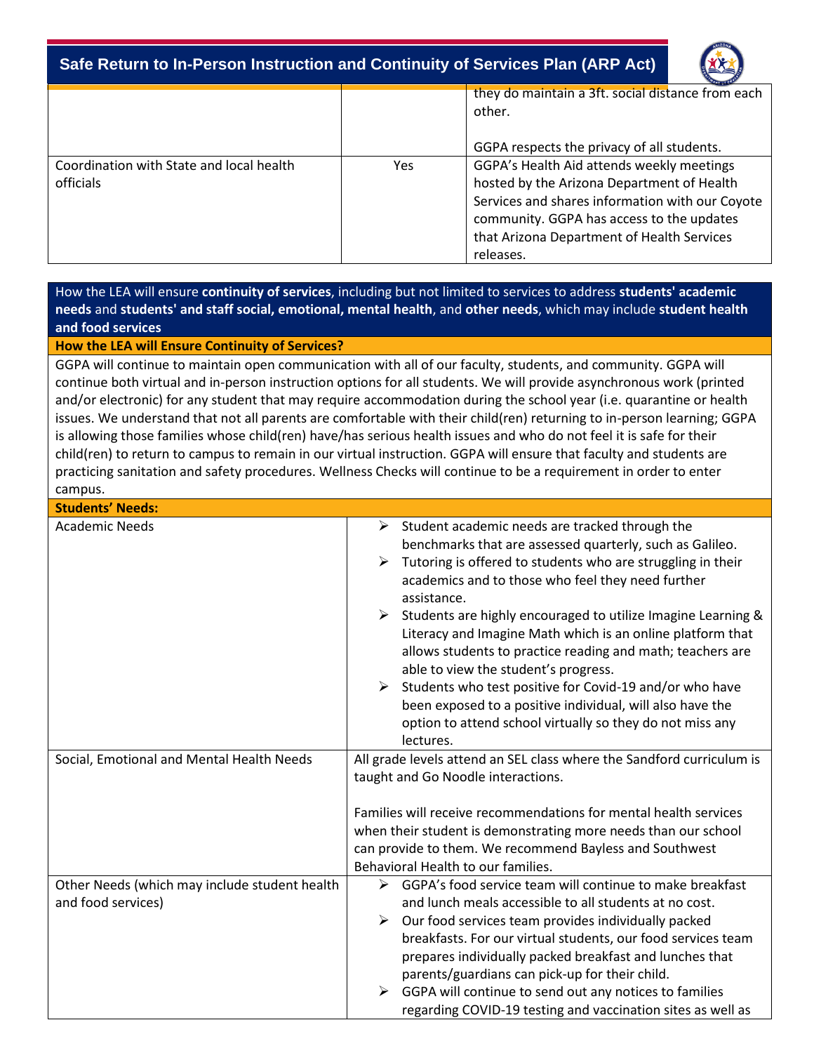| | | |
|---|---|---|
| | | they do maintain a 3ft. social distance from each other.<br><br>GGPA respects the privacy of all students. |
| Coordination with State and local health officials | Yes | GGPA's Health Aid attends weekly meetings hosted by the Arizona Department of Health Services and shares information with our Coyote community. GGPA has access to the updates that Arizona Department of Health Services releases. |

How the LEA will ensure **continuity of services**, including but not limited to services to address **students' academic needs** and **students' and staff social, emotional, mental health**, and **other needs**, which may include **student health and food services**

**How the LEA will Ensure Continuity of Services?**

GGPA will continue to maintain open communication with all of our faculty, students, and community. GGPA will continue both virtual and in-person instruction options for all students. We will provide asynchronous work (printed and/or electronic) for any student that may require accommodation during the school year (i.e. quarantine or health issues. We understand that not all parents are comfortable with their child(ren) returning to in-person learning; GGPA is allowing those families whose child(ren) have/has serious health issues and who do not feel it is safe for their child(ren) to return to campus to remain in our virtual instruction. GGPA will ensure that faculty and students are practicing sanitation and safety procedures. Wellness Checks will continue to be a requirement in order to enter campus.

| **Students' Needs:** | |
|---|---|
| Academic Needs | ➢ Student academic needs are tracked through the benchmarks that are assessed quarterly, such as Galileo.<br>➢ Tutoring is offered to students who are struggling in their academics and to those who feel they need further assistance.<br>➢ Students are highly encouraged to utilize Imagine Learning & Literacy and Imagine Math which is an online platform that allows students to practice reading and math; teachers are able to view the student's progress.<br>➢ Students who test positive for Covid-19 and/or who have been exposed to a positive individual, will also have the option to attend school virtually so they do not miss any lectures. |
| Social, Emotional and Mental Health Needs | All grade levels attend an SEL class where the Sandford curriculum is taught and Go Noodle interactions.<br><br>Families will receive recommendations for mental health services when their student is demonstrating more needs than our school can provide to them. We recommend Bayless and Southwest Behavioral Health to our families. |
| Other Needs (which may include student health and food services) | ➢ GGPA's food service team will continue to make breakfast and lunch meals accessible to all students at no cost.<br>➢ Our food services team provides individually packed breakfasts. For our virtual students, our food services team prepares individually packed breakfast and lunches that parents/guardians can pick-up for their child.<br>➢ GGPA will continue to send out any notices to families regarding COVID-19 testing and vaccination sites as well as |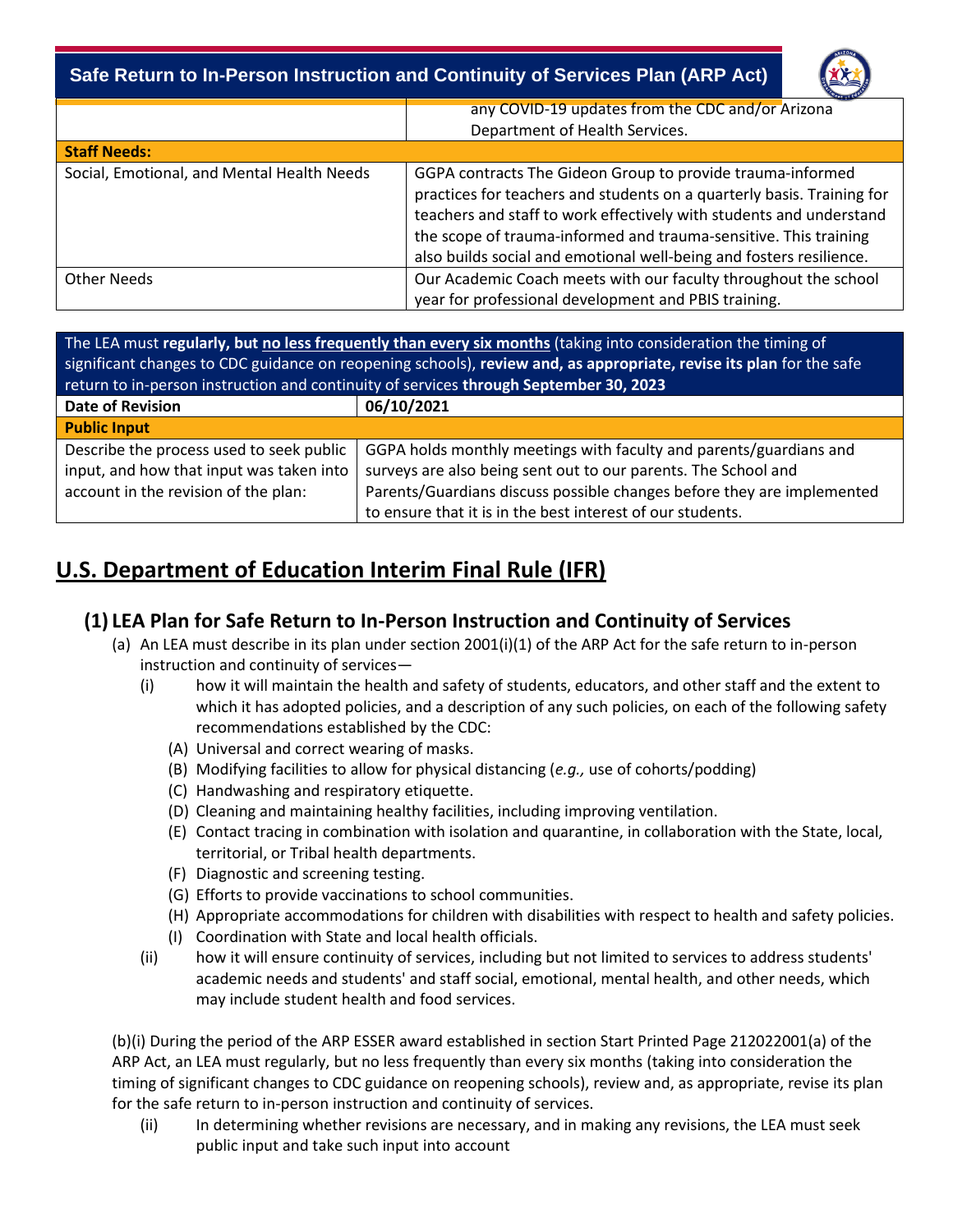| | |
|---|---|
| | any COVID-19 updates from the CDC and/or Arizona Department of Health Services. |
| **Staff Needs:** | |
| Social, Emotional, and Mental Health Needs | GGPA contracts The Gideon Group to provide trauma-informed practices for teachers and students on a quarterly basis. Training for teachers and staff to work effectively with students and understand the scope of trauma-informed and trauma-sensitive. This training also builds social and emotional well-being and fosters resilience. |
| Other Needs | Our Academic Coach meets with our faculty throughout the school year for professional development and PBIS training. |

| The LEA must **regularly, but <u>no less frequently than every six months</u>** (taking into consideration the timing of significant changes to CDC guidance on reopening schools), **review and, as appropriate, revise its plan** for the safe return to in-person instruction and continuity of services **through September 30, 2023** | |
|---|---|
| **Date of Revision** | **06/10/2021** |
| **Public Input** | |
| Describe the process used to seek public input, and how that input was taken into account in the revision of the plan: | GGPA holds monthly meetings with faculty and parents/guardians and surveys are also being sent out to our parents. The School and Parents/Guardians discuss possible changes before they are implemented to ensure that it is in the best interest of our students. |

# U.S. Department of Education Interim Final Rule (IFR)

## (1) LEA Plan for Safe Return to In-Person Instruction and Continuity of Services

(a) An LEA must describe in its plan under section 2001(i)(1) of the ARP Act for the safe return to in-person instruction and continuity of services—

(i) how it will maintain the health and safety of students, educators, and other staff and the extent to which it has adopted policies, and a description of any such policies, on each of the following safety recommendations established by the CDC:

(A) Universal and correct wearing of masks.
(B) Modifying facilities to allow for physical distancing (*e.g.,* use of cohorts/podding)
(C) Handwashing and respiratory etiquette.
(D) Cleaning and maintaining healthy facilities, including improving ventilation.
(E) Contact tracing in combination with isolation and quarantine, in collaboration with the State, local, territorial, or Tribal health departments.
(F) Diagnostic and screening testing.
(G) Efforts to provide vaccinations to school communities.
(H) Appropriate accommodations for children with disabilities with respect to health and safety policies.
(I) Coordination with State and local health officials.

(ii) how it will ensure continuity of services, including but not limited to services to address students' academic needs and students' and staff social, emotional, mental health, and other needs, which may include student health and food services.

(b)(i) During the period of the ARP ESSER award established in section Start Printed Page 212022001(a) of the ARP Act, an LEA must regularly, but no less frequently than every six months (taking into consideration the timing of significant changes to CDC guidance on reopening schools), review and, as appropriate, revise its plan for the safe return to in-person instruction and continuity of services.

(ii) In determining whether revisions are necessary, and in making any revisions, the LEA must seek public input and take such input into account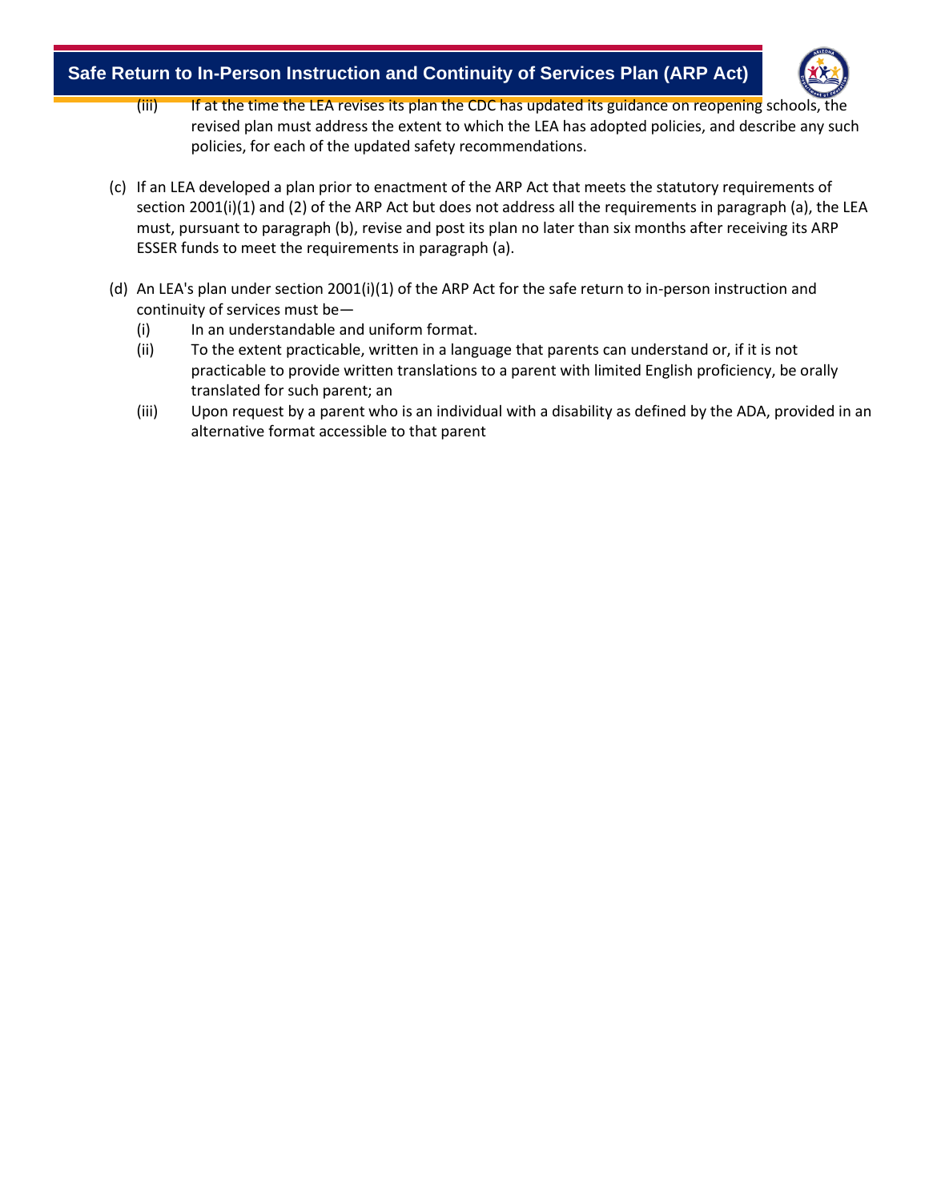(iii) If at the time the LEA revises its plan the CDC has updated its guidance on reopening schools, the revised plan must address the extent to which the LEA has adopted policies, and describe any such policies, for each of the updated safety recommendations.

(c) If an LEA developed a plan prior to enactment of the ARP Act that meets the statutory requirements of section 2001(i)(1) and (2) of the ARP Act but does not address all the requirements in paragraph (a), the LEA must, pursuant to paragraph (b), revise and post its plan no later than six months after receiving its ARP ESSER funds to meet the requirements in paragraph (a).

(d) An LEA's plan under section 2001(i)(1) of the ARP Act for the safe return to in-person instruction and continuity of services must be—

(i) In an understandable and uniform format.

(ii) To the extent practicable, written in a language that parents can understand or, if it is not practicable to provide written translations to a parent with limited English proficiency, be orally translated for such parent; an

(iii) Upon request by a parent who is an individual with a disability as defined by the ADA, provided in an alternative format accessible to that parent